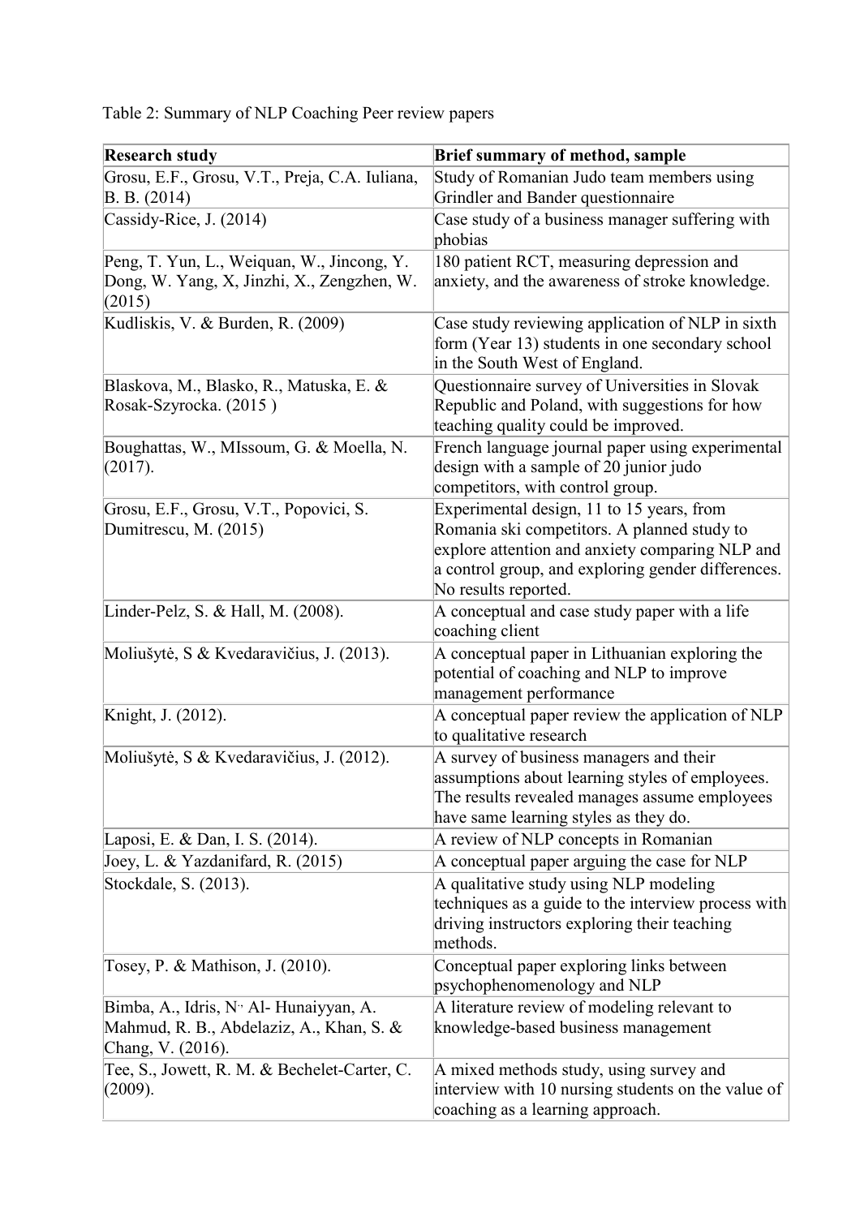Table 2: Summary of NLP Coaching Peer review papers

| Research study | Brief summary of method, sample |
| --- | --- |
| Grosu, E.F., Grosu, V.T., Preja, C.A. Iuliana, B. B. (2014) | Study of Romanian Judo team members using Grindler and Bander questionnaire |
| Cassidy-Rice, J. (2014) | Case study of a business manager suffering with phobias |
| Peng, T. Yun, L., Weiquan, W., Jincong, Y. Dong, W. Yang, X, Jinzhi, X., Zengzhen, W. (2015) | 180 patient RCT, measuring depression and anxiety, and the awareness of stroke knowledge. |
| Kudliskis, V. & Burden, R. (2009) | Case study reviewing application of NLP in sixth form (Year 13) students in one secondary school in the South West of England. |
| Blaskova, M., Blasko, R., Matuska, E. & Rosak-Szyrocka. (2015 ) | Questionnaire survey of Universities in Slovak Republic and Poland, with suggestions for how teaching quality could be improved. |
| Boughattas, W., MIssoum, G. & Moella, N. (2017). | French language journal paper using experimental design with a sample of 20 junior judo competitors, with control group. |
| Grosu, E.F., Grosu, V.T., Popovici, S. Dumitrescu, M. (2015) | Experimental design, 11 to 15 years, from Romania ski competitors. A planned study to explore attention and anxiety comparing NLP and a control group, and exploring gender differences. No results reported. |
| Linder-Pelz, S. & Hall, M. (2008). | A conceptual and case study paper with a life coaching client |
| Moliušytė, S & Kvedaravičius, J. (2013). | A conceptual paper in Lithuanian exploring the potential of coaching and NLP to improve management performance |
| Knight, J. (2012). | A conceptual paper review the application of NLP to qualitative research |
| Moliušytė, S & Kvedaravičius, J. (2012). | A survey of business managers and their assumptions about learning styles of employees. The results revealed manages assume employees have same learning styles as they do. |
| Laposi, E. & Dan, I. S. (2014). | A review of NLP concepts in Romanian |
| Joey, L. & Yazdanifard, R. (2015) | A conceptual paper arguing the case for NLP |
| Stockdale, S. (2013). | A qualitative study using NLP modeling techniques as a guide to the interview process with driving instructors exploring their teaching methods. |
| Tosey, P. & Mathison, J. (2010). | Conceptual paper exploring links between psychophenomenology and NLP |
| Bimba, A., Idris, N., Al- Hunaiyyan, A. Mahmud, R. B., Abdelaziz, A., Khan, S. & Chang, V. (2016). | A literature review of modeling relevant to knowledge-based business management |
| Tee, S., Jowett, R. M. & Bechelet-Carter, C. (2009). | A mixed methods study, using survey and interview with 10 nursing students on the value of coaching as a learning approach. |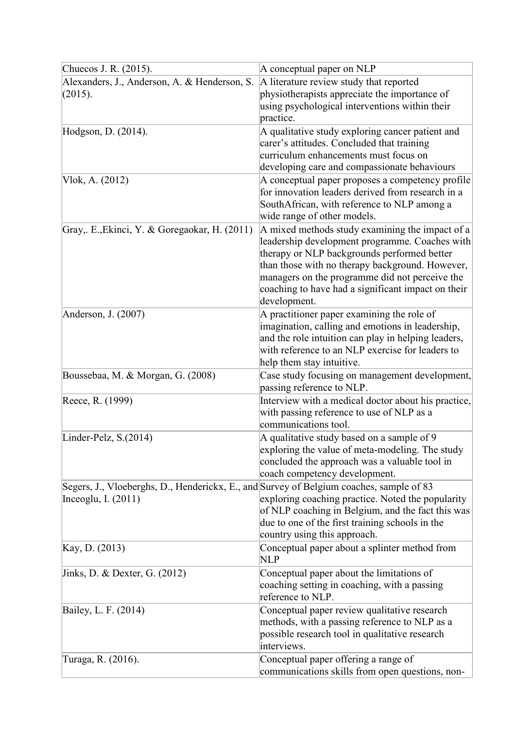| | |
|---|---|
| Chuecos J. R. (2015). | A conceptual paper on NLP |
| Alexanders, J., Anderson, A. & Henderson, S. (2015). | A literature review study that reported physiotherapists appreciate the importance of using psychological interventions within their practice. |
| Hodgson, D. (2014). | A qualitative study exploring cancer patient and carer's attitudes. Concluded that training curriculum enhancements must focus on developing care and compassionate behaviours |
| Vlok, A. (2012) | A conceptual paper proposes a competency profile for innovation leaders derived from research in a SouthAfrican, with reference to NLP among a wide range of other models. |
| Gray,. E.,Ekinci, Y. & Goregaokar, H. (2011) | A mixed methods study examining the impact of a leadership development programme. Coaches with therapy or NLP backgrounds performed better than those with no therapy background. However, managers on the programme did not perceive the coaching to have had a significant impact on their development. |
| Anderson, J. (2007) | A practitioner paper examining the role of imagination, calling and emotions in leadership, and the role intuition can play in helping leaders, with reference to an NLP exercise for leaders to help them stay intuitive. |
| Boussebaa, M. & Morgan, G. (2008) | Case study focusing on management development, passing reference to NLP. |
| Reece, R. (1999) | Interview with a medical doctor about his practice, with passing reference to use of NLP as a communications tool. |
| Linder-Pelz, S.(2014) | A qualitative study based on a sample of 9 exploring the value of meta-modeling. The study concluded the approach was a valuable tool in coach competency development. |
| Segers, J., Vloeberghs, D., Henderickx, E., and Inceoglu, I. (2011) | Survey of Belgium coaches, sample of 83 exploring coaching practice. Noted the popularity of NLP coaching in Belgium, and the fact this was due to one of the first training schools in the country using this approach. |
| Kay, D. (2013) | Conceptual paper about a splinter method from NLP |
| Jinks, D. & Dexter, G. (2012) | Conceptual paper about the limitations of coaching setting in coaching, with a passing reference to NLP. |
| Bailey, L. F. (2014) | Conceptual paper review qualitative research methods, with a passing reference to NLP as a possible research tool in qualitative research interviews. |
| Turaga, R. (2016). | Conceptual paper offering a range of communications skills from open questions, non- |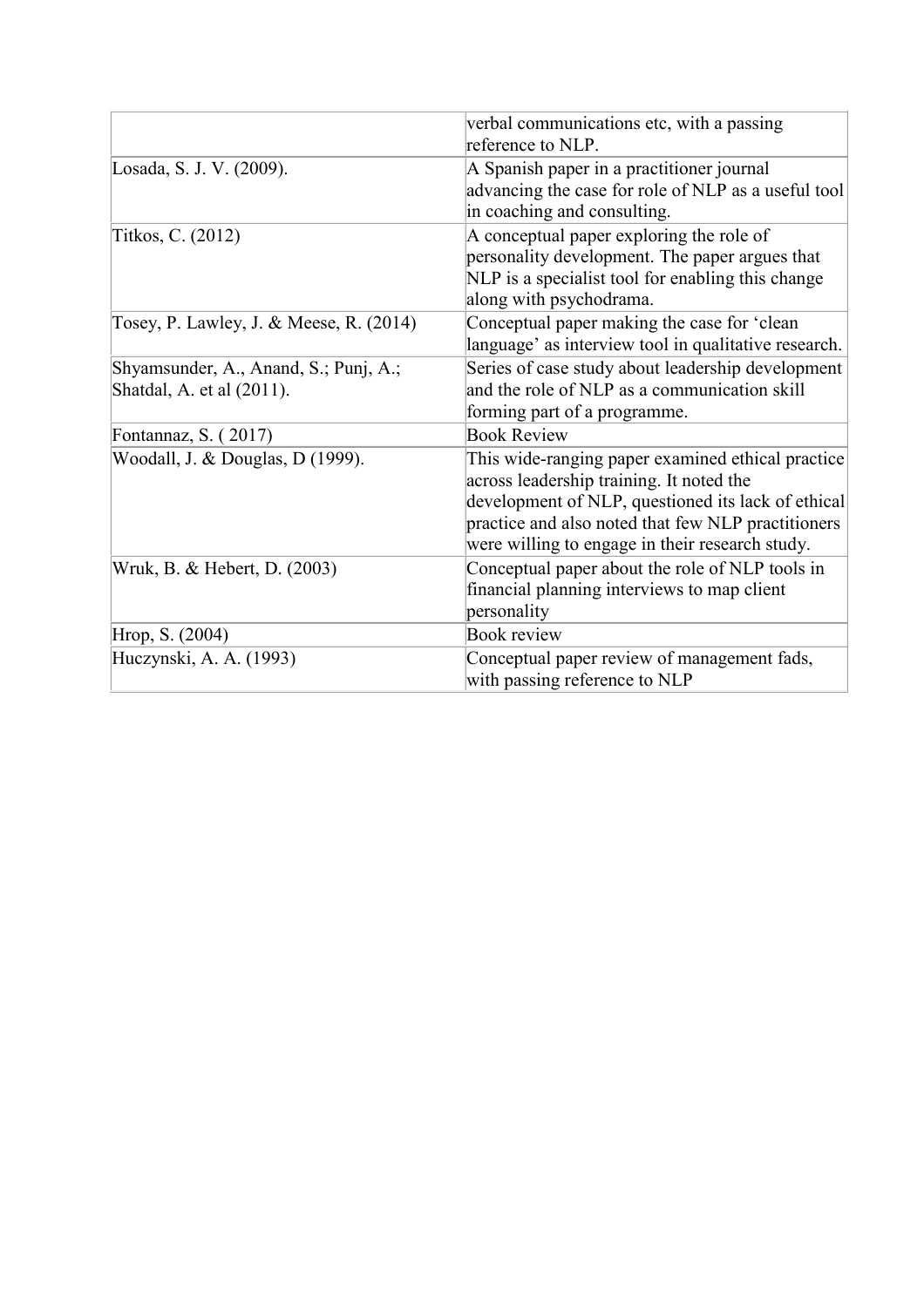| | |
|---|---|
| | verbal communications etc, with a passing reference to NLP. |
| Losada, S. J. V. (2009). | A Spanish paper in a practitioner journal advancing the case for role of NLP as a useful tool in coaching and consulting. |
| Titkos, C. (2012) | A conceptual paper exploring the role of personality development. The paper argues that NLP is a specialist tool for enabling this change along with psychodrama. |
| Tosey, P. Lawley, J. & Meese, R. (2014) | Conceptual paper making the case for 'clean language' as interview tool in qualitative research. |
| Shyamsunder, A., Anand, S.; Punj, A.; Shatdal, A. et al (2011). | Series of case study about leadership development and the role of NLP as a communication skill forming part of a programme. |
| Fontannaz, S. ( 2017) | Book Review |
| Woodall, J. & Douglas, D (1999). | This wide-ranging paper examined ethical practice across leadership training. It noted the development of NLP, questioned its lack of ethical practice and also noted that few NLP practitioners were willing to engage in their research study. |
| Wruk, B. & Hebert, D. (2003) | Conceptual paper about the role of NLP tools in financial planning interviews to map client personality |
| Hrop, S. (2004) | Book review |
| Huczynski, A. A. (1993) | Conceptual paper review of management fads, with passing reference to NLP |